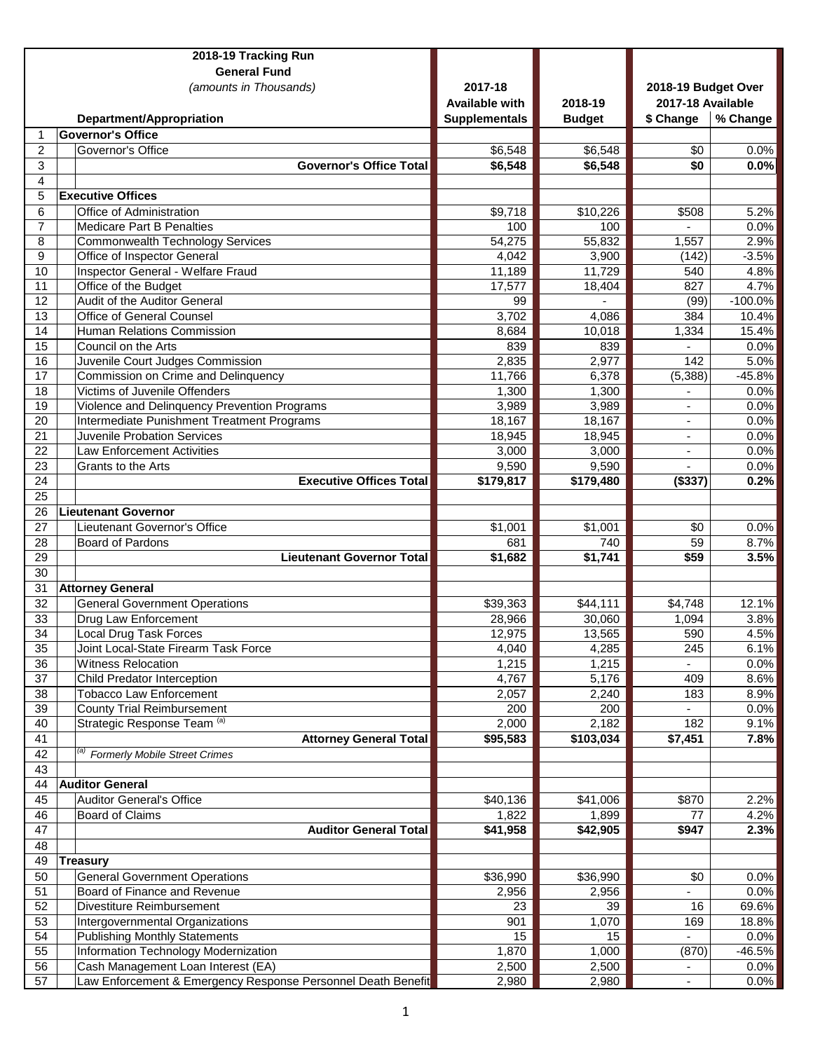| | 2018-19 Tracking Run<br>General Fund<br>*(amounts in Thousands)*<br><br>Department/Appropriation | 2017-18<br>Available with<br>Supplementals | 2018-19<br>Budget | 2018-19 Budget Over<br>2017-18 Available<br>$ Change | <br><br>% Change |
|---|---|---|---|---|---|
| 1 | **Governor's Office** | | | | |
| 2 | Governor's Office | $6,548 | $6,548 | $0 | 0.0% |
| 3 | **Governor's Office Total** | **$6,548** | **$6,548** | **$0** | **0.0%** |
| 4 | | | | | |
| 5 | **Executive Offices** | | | | |
| 6 | Office of Administration | $9,718 | $10,226 | $508 | 5.2% |
| 7 | Medicare Part B Penalties | 100 | 100 | - | 0.0% |
| 8 | Commonwealth Technology Services | 54,275 | 55,832 | 1,557 | 2.9% |
| 9 | Office of Inspector General | 4,042 | 3,900 | (142) | -3.5% |
| 10 | Inspector General - Welfare Fraud | 11,189 | 11,729 | 540 | 4.8% |
| 11 | Office of the Budget | 17,577 | 18,404 | 827 | 4.7% |
| 12 | Audit of the Auditor General | 99 | - | (99) | -100.0% |
| 13 | Office of General Counsel | 3,702 | 4,086 | 384 | 10.4% |
| 14 | Human Relations Commission | 8,684 | 10,018 | 1,334 | 15.4% |
| 15 | Council on the Arts | 839 | 839 | - | 0.0% |
| 16 | Juvenile Court Judges Commission | 2,835 | 2,977 | 142 | 5.0% |
| 17 | Commission on Crime and Delinquency | 11,766 | 6,378 | (5,388) | -45.8% |
| 18 | Victims of Juvenile Offenders | 1,300 | 1,300 | - | 0.0% |
| 19 | Violence and Delinquency Prevention Programs | 3,989 | 3,989 | - | 0.0% |
| 20 | Intermediate Punishment Treatment Programs | 18,167 | 18,167 | - | 0.0% |
| 21 | Juvenile Probation Services | 18,945 | 18,945 | - | 0.0% |
| 22 | Law Enforcement Activities | 3,000 | 3,000 | - | 0.0% |
| 23 | Grants to the Arts | 9,590 | 9,590 | - | 0.0% |
| 24 | **Executive Offices Total** | **$179,817** | **$179,480** | **($337)** | **0.2%** |
| 25 | | | | | |
| 26 | **Lieutenant Governor** | | | | |
| 27 | Lieutenant Governor's Office | $1,001 | $1,001 | $0 | 0.0% |
| 28 | Board of Pardons | 681 | 740 | 59 | 8.7% |
| 29 | **Lieutenant Governor Total** | **$1,682** | **$1,741** | **$59** | **3.5%** |
| 30 | | | | | |
| 31 | **Attorney General** | | | | |
| 32 | General Government Operations | $39,363 | $44,111 | $4,748 | 12.1% |
| 33 | Drug Law Enforcement | 28,966 | 30,060 | 1,094 | 3.8% |
| 34 | Local Drug Task Forces | 12,975 | 13,565 | 590 | 4.5% |
| 35 | Joint Local-State Firearm Task Force | 4,040 | 4,285 | 245 | 6.1% |
| 36 | Witness Relocation | 1,215 | 1,215 | - | 0.0% |
| 37 | Child Predator Interception | 4,767 | 5,176 | 409 | 8.6% |
| 38 | Tobacco Law Enforcement | 2,057 | 2,240 | 183 | 8.9% |
| 39 | County Trial Reimbursement | 200 | 200 | - | 0.0% |
| 40 | Strategic Response Team [(a)] | 2,000 | 2,182 | 182 | 9.1% |
| 41 | **Attorney General Total** | **$95,583** | **$103,034** | **$7,451** | **7.8%** |
| 42 | [(a)] *Formerly Mobile Street Crimes* | | | | |
| 43 | | | | | |
| 44 | **Auditor General** | | | | |
| 45 | Auditor General's Office | $40,136 | $41,006 | $870 | 2.2% |
| 46 | Board of Claims | 1,822 | 1,899 | 77 | 4.2% |
| 47 | **Auditor General Total** | **$41,958** | **$42,905** | **$947** | **2.3%** |
| 48 | | | | | |
| 49 | **Treasury** | | | | |
| 50 | General Government Operations | $36,990 | $36,990 | $0 | 0.0% |
| 51 | Board of Finance and Revenue | 2,956 | 2,956 | - | 0.0% |
| 52 | Divestiture Reimbursement | 23 | 39 | 16 | 69.6% |
| 53 | Intergovernmental Organizations | 901 | 1,070 | 169 | 18.8% |
| 54 | Publishing Monthly Statements | 15 | 15 | - | 0.0% |
| 55 | Information Technology Modernization | 1,870 | 1,000 | (870) | -46.5% |
| 56 | Cash Management Loan Interest (EA) | 2,500 | 2,500 | - | 0.0% |
| 57 | Law Enforcement & Emergency Response Personnel Death Benefit | 2,980 | 2,980 | - | 0.0% |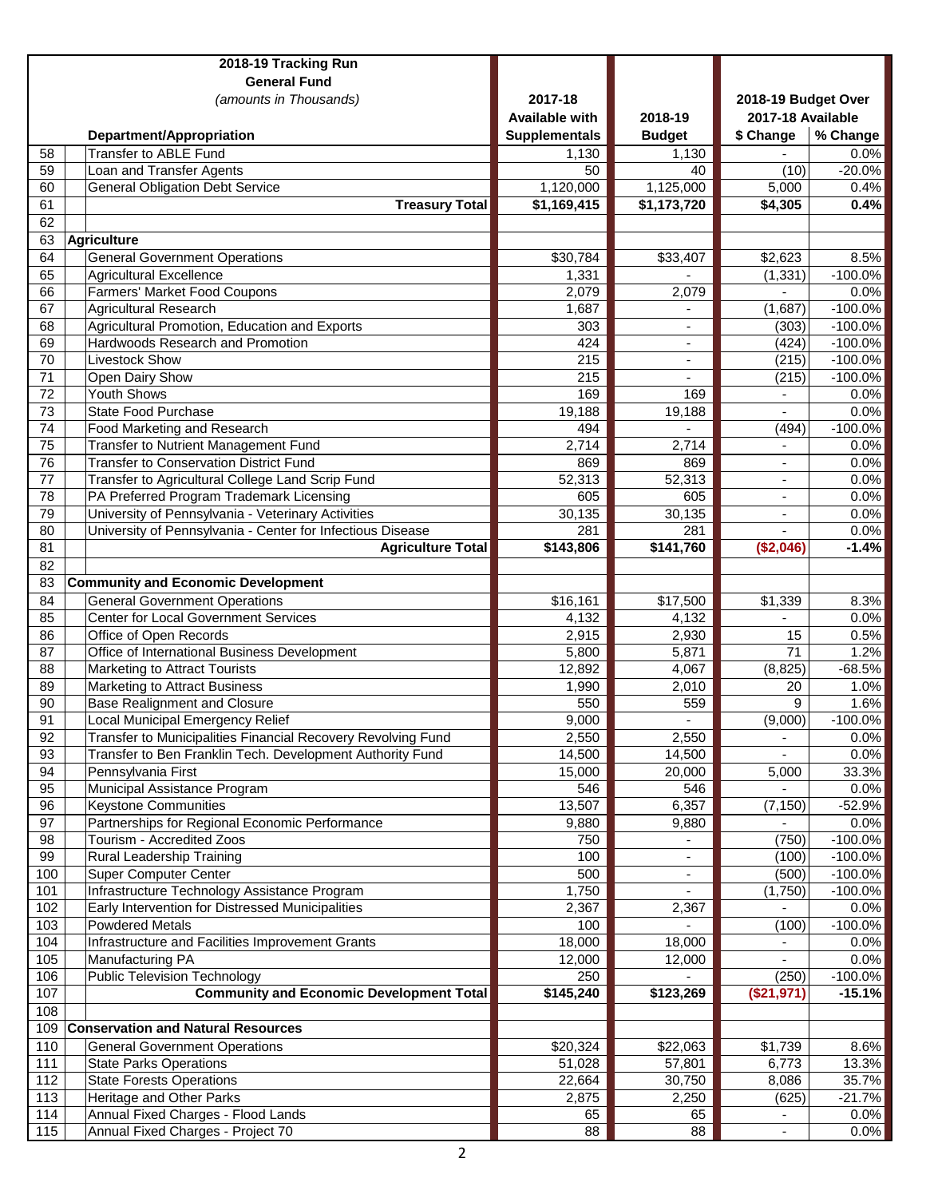| | 2018-19 Tracking Run<br>General Fund<br>*(amounts in Thousands)*<br><br>Department/Appropriation | 2017-18<br>Available with<br>Supplementals | 2018-19<br>Budget | 2018-19 Budget Over<br>2017-18 Available<br>$ Change | <br><br>% Change |
|---|---|---|---|---|---|
| 58 | Transfer to ABLE Fund | 1,130 | 1,130 | - | 0.0% |
| 59 | Loan and Transfer Agents | 50 | 40 | (10) | -20.0% |
| 60 | General Obligation Debt Service | 1,120,000 | 1,125,000 | 5,000 | 0.4% |
| 61 | **Treasury Total** | **$1,169,415** | **$1,173,720** | **$4,305** | **0.4%** |
| 62 | | | | | |
| 63 | **Agriculture** | | | | |
| 64 | General Government Operations | $30,784 | $33,407 | $2,623 | 8.5% |
| 65 | Agricultural Excellence | 1,331 | - | (1,331) | -100.0% |
| 66 | Farmers' Market Food Coupons | 2,079 | 2,079 | - | 0.0% |
| 67 | Agricultural Research | 1,687 | - | (1,687) | -100.0% |
| 68 | Agricultural Promotion, Education and Exports | 303 | - | (303) | -100.0% |
| 69 | Hardwoods Research and Promotion | 424 | - | (424) | -100.0% |
| 70 | Livestock Show | 215 | - | (215) | -100.0% |
| 71 | Open Dairy Show | 215 | - | (215) | -100.0% |
| 72 | Youth Shows | 169 | 169 | - | 0.0% |
| 73 | State Food Purchase | 19,188 | 19,188 | - | 0.0% |
| 74 | Food Marketing and Research | 494 | - | (494) | -100.0% |
| 75 | Transfer to Nutrient Management Fund | 2,714 | 2,714 | - | 0.0% |
| 76 | Transfer to Conservation District Fund | 869 | 869 | - | 0.0% |
| 77 | Transfer to Agricultural College Land Scrip Fund | 52,313 | 52,313 | - | 0.0% |
| 78 | PA Preferred Program Trademark Licensing | 605 | 605 | - | 0.0% |
| 79 | University of Pennsylvania - Veterinary Activities | 30,135 | 30,135 | - | 0.0% |
| 80 | University of Pennsylvania - Center for Infectious Disease | 281 | 281 | - | 0.0% |
| 81 | **Agriculture Total** | **$143,806** | **$141,760** | **($2,046)** | **-1.4%** |
| 82 | | | | | |
| 83 | **Community and Economic Development** | | | | |
| 84 | General Government Operations | $16,161 | $17,500 | $1,339 | 8.3% |
| 85 | Center for Local Government Services | 4,132 | 4,132 | - | 0.0% |
| 86 | Office of Open Records | 2,915 | 2,930 | 15 | 0.5% |
| 87 | Office of International Business Development | 5,800 | 5,871 | 71 | 1.2% |
| 88 | Marketing to Attract Tourists | 12,892 | 4,067 | (8,825) | -68.5% |
| 89 | Marketing to Attract Business | 1,990 | 2,010 | 20 | 1.0% |
| 90 | Base Realignment and Closure | 550 | 559 | 9 | 1.6% |
| 91 | Local Municipal Emergency Relief | 9,000 | - | (9,000) | -100.0% |
| 92 | Transfer to Municipalities Financial Recovery Revolving Fund | 2,550 | 2,550 | - | 0.0% |
| 93 | Transfer to Ben Franklin Tech. Development Authority Fund | 14,500 | 14,500 | - | 0.0% |
| 94 | Pennsylvania First | 15,000 | 20,000 | 5,000 | 33.3% |
| 95 | Municipal Assistance Program | 546 | 546 | - | 0.0% |
| 96 | Keystone Communities | 13,507 | 6,357 | (7,150) | -52.9% |
| 97 | Partnerships for Regional Economic Performance | 9,880 | 9,880 | - | 0.0% |
| 98 | Tourism - Accredited Zoos | 750 | - | (750) | -100.0% |
| 99 | Rural Leadership Training | 100 | - | (100) | -100.0% |
| 100 | Super Computer Center | 500 | - | (500) | -100.0% |
| 101 | Infrastructure Technology Assistance Program | 1,750 | - | (1,750) | -100.0% |
| 102 | Early Intervention for Distressed Municipalities | 2,367 | 2,367 | - | 0.0% |
| 103 | Powdered Metals | 100 | - | (100) | -100.0% |
| 104 | Infrastructure and Facilities Improvement Grants | 18,000 | 18,000 | - | 0.0% |
| 105 | Manufacturing PA | 12,000 | 12,000 | - | 0.0% |
| 106 | Public Television Technology | 250 | - | (250) | -100.0% |
| 107 | **Community and Economic Development Total** | **$145,240** | **$123,269** | **($21,971)** | **-15.1%** |
| 108 | | | | | |
| 109 | **Conservation and Natural Resources** | | | | |
| 110 | General Government Operations | $20,324 | $22,063 | $1,739 | 8.6% |
| 111 | State Parks Operations | 51,028 | 57,801 | 6,773 | 13.3% |
| 112 | State Forests Operations | 22,664 | 30,750 | 8,086 | 35.7% |
| 113 | Heritage and Other Parks | 2,875 | 2,250 | (625) | -21.7% |
| 114 | Annual Fixed Charges - Flood Lands | 65 | 65 | - | 0.0% |
| 115 | Annual Fixed Charges - Project 70 | 88 | 88 | - | 0.0% |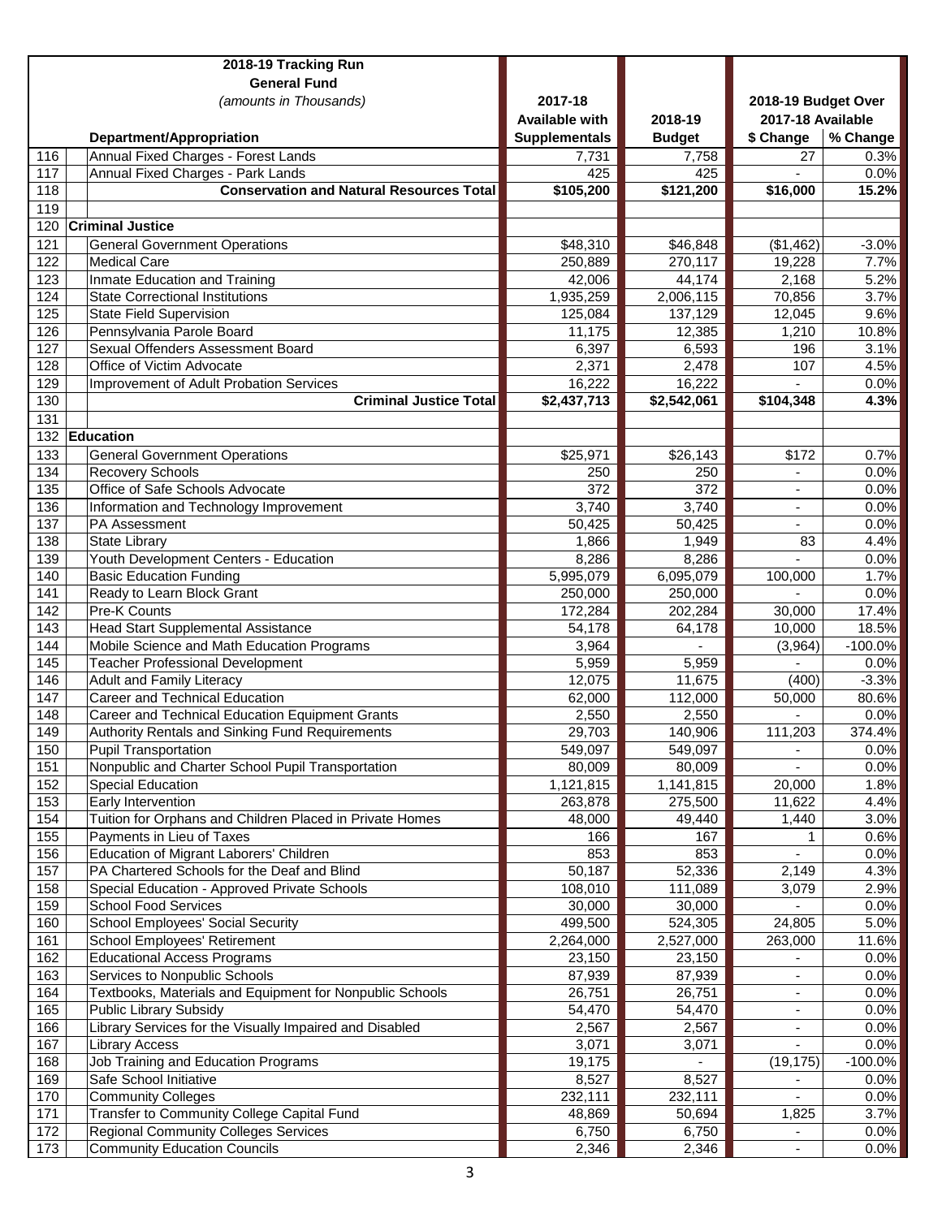| | Department/Appropriation | 2017-18 Available with Supplementals | 2018-19 Budget | $ Change | % Change |
|---|---|---|---|---|---|
| | **2018-19 Tracking Run** | | | | |
| | **General Fund** | | | **2018-19 Budget Over 2017-18 Available** | |
| | *(amounts in Thousands)* | | | | |
| 116 | Annual Fixed Charges - Forest Lands | 7,731 | 7,758 | 27 | 0.3% |
| 117 | Annual Fixed Charges - Park Lands | 425 | 425 | - | 0.0% |
| 118 | **Conservation and Natural Resources Total** | **$105,200** | **$121,200** | **$16,000** | **15.2%** |
| 119 | | | | | |
| 120 | **Criminal Justice** | | | | |
| 121 | General Government Operations | $48,310 | $46,848 | ($1,462) | -3.0% |
| 122 | Medical Care | 250,889 | 270,117 | 19,228 | 7.7% |
| 123 | Inmate Education and Training | 42,006 | 44,174 | 2,168 | 5.2% |
| 124 | State Correctional Institutions | 1,935,259 | 2,006,115 | 70,856 | 3.7% |
| 125 | State Field Supervision | 125,084 | 137,129 | 12,045 | 9.6% |
| 126 | Pennsylvania Parole Board | 11,175 | 12,385 | 1,210 | 10.8% |
| 127 | Sexual Offenders Assessment Board | 6,397 | 6,593 | 196 | 3.1% |
| 128 | Office of Victim Advocate | 2,371 | 2,478 | 107 | 4.5% |
| 129 | Improvement of Adult Probation Services | 16,222 | 16,222 | - | 0.0% |
| 130 | **Criminal Justice Total** | **$2,437,713** | **$2,542,061** | **$104,348** | **4.3%** |
| 131 | | | | | |
| 132 | **Education** | | | | |
| 133 | General Government Operations | $25,971 | $26,143 | $172 | 0.7% |
| 134 | Recovery Schools | 250 | 250 | - | 0.0% |
| 135 | Office of Safe Schools Advocate | 372 | 372 | - | 0.0% |
| 136 | Information and Technology Improvement | 3,740 | 3,740 | - | 0.0% |
| 137 | PA Assessment | 50,425 | 50,425 | - | 0.0% |
| 138 | State Library | 1,866 | 1,949 | 83 | 4.4% |
| 139 | Youth Development Centers - Education | 8,286 | 8,286 | - | 0.0% |
| 140 | Basic Education Funding | 5,995,079 | 6,095,079 | 100,000 | 1.7% |
| 141 | Ready to Learn Block Grant | 250,000 | 250,000 | - | 0.0% |
| 142 | Pre-K Counts | 172,284 | 202,284 | 30,000 | 17.4% |
| 143 | Head Start Supplemental Assistance | 54,178 | 64,178 | 10,000 | 18.5% |
| 144 | Mobile Science and Math Education Programs | 3,964 | - | (3,964) | -100.0% |
| 145 | Teacher Professional Development | 5,959 | 5,959 | - | 0.0% |
| 146 | Adult and Family Literacy | 12,075 | 11,675 | (400) | -3.3% |
| 147 | Career and Technical Education | 62,000 | 112,000 | 50,000 | 80.6% |
| 148 | Career and Technical Education Equipment Grants | 2,550 | 2,550 | - | 0.0% |
| 149 | Authority Rentals and Sinking Fund Requirements | 29,703 | 140,906 | 111,203 | 374.4% |
| 150 | Pupil Transportation | 549,097 | 549,097 | - | 0.0% |
| 151 | Nonpublic and Charter School Pupil Transportation | 80,009 | 80,009 | - | 0.0% |
| 152 | Special Education | 1,121,815 | 1,141,815 | 20,000 | 1.8% |
| 153 | Early Intervention | 263,878 | 275,500 | 11,622 | 4.4% |
| 154 | Tuition for Orphans and Children Placed in Private Homes | 48,000 | 49,440 | 1,440 | 3.0% |
| 155 | Payments in Lieu of Taxes | 166 | 167 | 1 | 0.6% |
| 156 | Education of Migrant Laborers' Children | 853 | 853 | - | 0.0% |
| 157 | PA Chartered Schools for the Deaf and Blind | 50,187 | 52,336 | 2,149 | 4.3% |
| 158 | Special Education - Approved Private Schools | 108,010 | 111,089 | 3,079 | 2.9% |
| 159 | School Food Services | 30,000 | 30,000 | - | 0.0% |
| 160 | School Employees' Social Security | 499,500 | 524,305 | 24,805 | 5.0% |
| 161 | School Employees' Retirement | 2,264,000 | 2,527,000 | 263,000 | 11.6% |
| 162 | Educational Access Programs | 23,150 | 23,150 | - | 0.0% |
| 163 | Services to Nonpublic Schools | 87,939 | 87,939 | - | 0.0% |
| 164 | Textbooks, Materials and Equipment for Nonpublic Schools | 26,751 | 26,751 | - | 0.0% |
| 165 | Public Library Subsidy | 54,470 | 54,470 | - | 0.0% |
| 166 | Library Services for the Visually Impaired and Disabled | 2,567 | 2,567 | - | 0.0% |
| 167 | Library Access | 3,071 | 3,071 | - | 0.0% |
| 168 | Job Training and Education Programs | 19,175 | - | (19,175) | -100.0% |
| 169 | Safe School Initiative | 8,527 | 8,527 | - | 0.0% |
| 170 | Community Colleges | 232,111 | 232,111 | - | 0.0% |
| 171 | Transfer to Community College Capital Fund | 48,869 | 50,694 | 1,825 | 3.7% |
| 172 | Regional Community Colleges Services | 6,750 | 6,750 | - | 0.0% |
| 173 | Community Education Councils | 2,346 | 2,346 | - | 0.0% |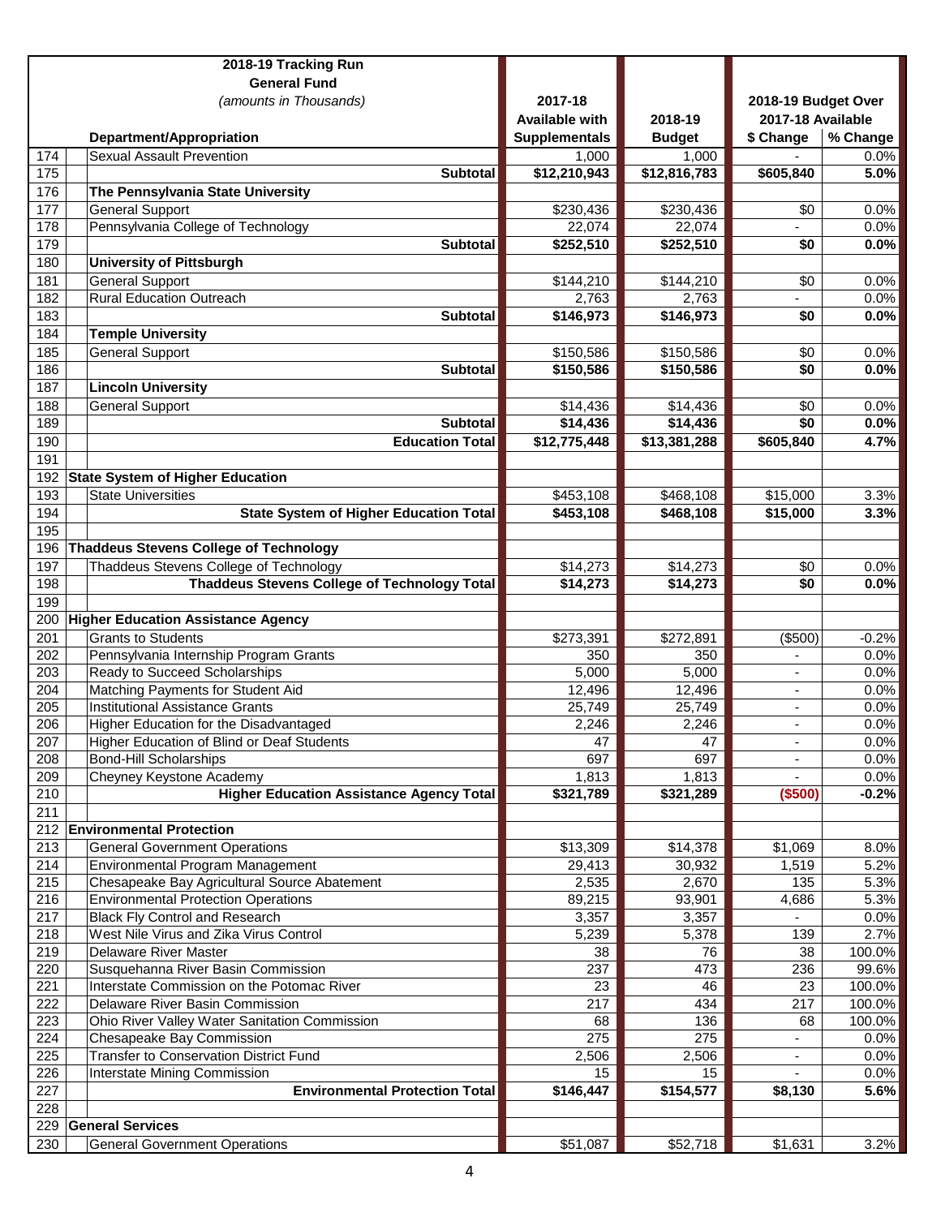| | 2018-19 Tracking Run<br>General Fund<br>*(amounts in Thousands)*<br>Department/Appropriation | 2017-18<br>Available with<br>Supplementals | 2018-19<br>Budget | 2018-19 Budget Over<br>2017-18 Available<br>$ Change | <br><br>% Change |
|---|---|---|---|---|---|
| 174 | Sexual Assault Prevention | 1,000 | 1,000 | - | 0.0% |
| 175 | **Subtotal** | **$12,210,943** | **$12,816,783** | **$605,840** | **5.0%** |
| 176 | **The Pennsylvania State University** | | | | |
| 177 | General Support | $230,436 | $230,436 | $0 | 0.0% |
| 178 | Pennsylvania College of Technology | 22,074 | 22,074 | - | 0.0% |
| 179 | **Subtotal** | **$252,510** | **$252,510** | **$0** | **0.0%** |
| 180 | **University of Pittsburgh** | | | | |
| 181 | General Support | $144,210 | $144,210 | $0 | 0.0% |
| 182 | Rural Education Outreach | 2,763 | 2,763 | - | 0.0% |
| 183 | **Subtotal** | **$146,973** | **$146,973** | **$0** | **0.0%** |
| 184 | **Temple University** | | | | |
| 185 | General Support | $150,586 | $150,586 | $0 | 0.0% |
| 186 | **Subtotal** | **$150,586** | **$150,586** | **$0** | **0.0%** |
| 187 | **Lincoln University** | | | | |
| 188 | General Support | $14,436 | $14,436 | $0 | 0.0% |
| 189 | **Subtotal** | **$14,436** | **$14,436** | **$0** | **0.0%** |
| 190 | **Education Total** | **$12,775,448** | **$13,381,288** | **$605,840** | **4.7%** |
| 191 | | | | | |
| 192 | **State System of Higher Education** | | | | |
| 193 | State Universities | $453,108 | $468,108 | $15,000 | 3.3% |
| 194 | **State System of Higher Education Total** | **$453,108** | **$468,108** | **$15,000** | **3.3%** |
| 195 | | | | | |
| 196 | **Thaddeus Stevens College of Technology** | | | | |
| 197 | Thaddeus Stevens College of Technology | $14,273 | $14,273 | $0 | 0.0% |
| 198 | **Thaddeus Stevens College of Technology Total** | **$14,273** | **$14,273** | **$0** | **0.0%** |
| 199 | | | | | |
| 200 | **Higher Education Assistance Agency** | | | | |
| 201 | Grants to Students | $273,391 | $272,891 | ($500) | -0.2% |
| 202 | Pennsylvania Internship Program Grants | 350 | 350 | - | 0.0% |
| 203 | Ready to Succeed Scholarships | 5,000 | 5,000 | - | 0.0% |
| 204 | Matching Payments for Student Aid | 12,496 | 12,496 | - | 0.0% |
| 205 | Institutional Assistance Grants | 25,749 | 25,749 | - | 0.0% |
| 206 | Higher Education for the Disadvantaged | 2,246 | 2,246 | - | 0.0% |
| 207 | Higher Education of Blind or Deaf Students | 47 | 47 | - | 0.0% |
| 208 | Bond-Hill Scholarships | 697 | 697 | - | 0.0% |
| 209 | Cheyney Keystone Academy | 1,813 | 1,813 | - | 0.0% |
| 210 | **Higher Education Assistance Agency Total** | **$321,789** | **$321,289** | **($500)** | **-0.2%** |
| 211 | | | | | |
| 212 | **Environmental Protection** | | | | |
| 213 | General Government Operations | $13,309 | $14,378 | $1,069 | 8.0% |
| 214 | Environmental Program Management | 29,413 | 30,932 | 1,519 | 5.2% |
| 215 | Chesapeake Bay Agricultural Source Abatement | 2,535 | 2,670 | 135 | 5.3% |
| 216 | Environmental Protection Operations | 89,215 | 93,901 | 4,686 | 5.3% |
| 217 | Black Fly Control and Research | 3,357 | 3,357 | - | 0.0% |
| 218 | West Nile Virus and Zika Virus Control | 5,239 | 5,378 | 139 | 2.7% |
| 219 | Delaware River Master | 38 | 76 | 38 | 100.0% |
| 220 | Susquehanna River Basin Commission | 237 | 473 | 236 | 99.6% |
| 221 | Interstate Commission on the Potomac River | 23 | 46 | 23 | 100.0% |
| 222 | Delaware River Basin Commission | 217 | 434 | 217 | 100.0% |
| 223 | Ohio River Valley Water Sanitation Commission | 68 | 136 | 68 | 100.0% |
| 224 | Chesapeake Bay Commission | 275 | 275 | - | 0.0% |
| 225 | Transfer to Conservation District Fund | 2,506 | 2,506 | - | 0.0% |
| 226 | Interstate Mining Commission | 15 | 15 | - | 0.0% |
| 227 | **Environmental Protection Total** | **$146,447** | **$154,577** | **$8,130** | **5.6%** |
| 228 | | | | | |
| 229 | **General Services** | | | | |
| 230 | General Government Operations | $51,087 | $52,718 | $1,631 | 3.2% |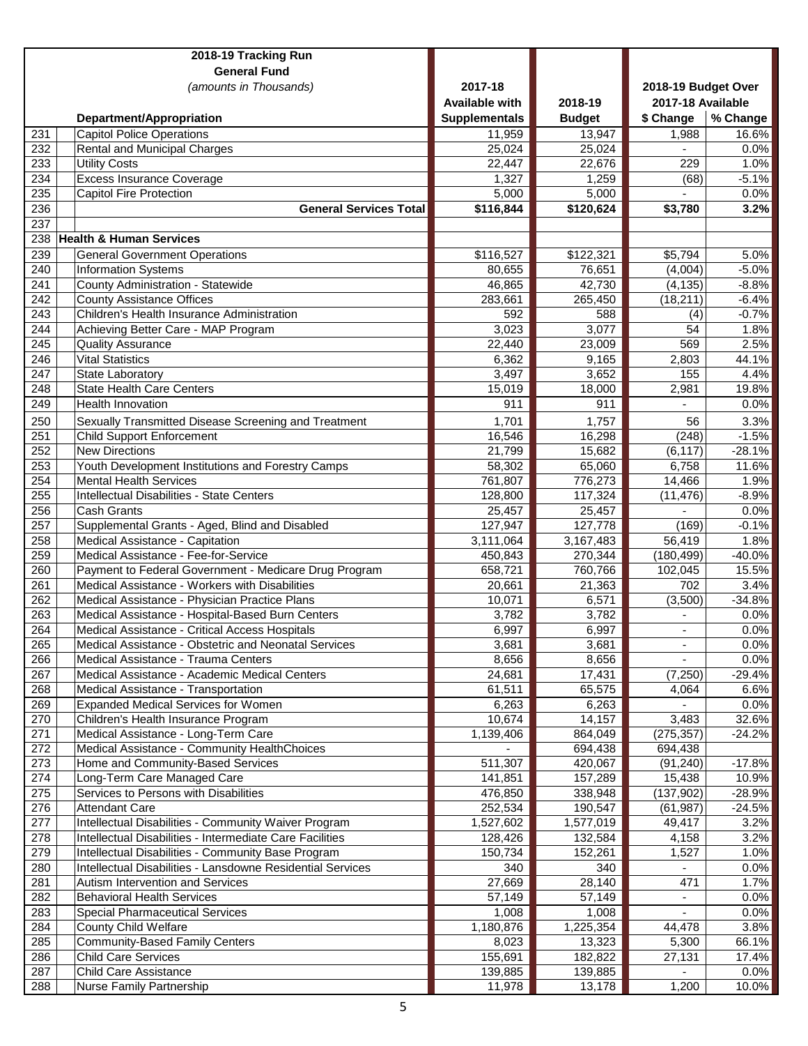| | 2018-19 Tracking Run<br>General Fund<br>*(amounts in Thousands)* | 2017-18 | 2018-19 | 2018-19 Budget Over 2017-18 Available | |
|---|---|---|---|---|---|
| | **Department/Appropriation** | **Available with Supplementals** | **Budget** | **$ Change** | **% Change** |
| 231 | Capitol Police Operations | 11,959 | 13,947 | 1,988 | 16.6% |
| 232 | Rental and Municipal Charges | 25,024 | 25,024 | - | 0.0% |
| 233 | Utility Costs | 22,447 | 22,676 | 229 | 1.0% |
| 234 | Excess Insurance Coverage | 1,327 | 1,259 | (68) | -5.1% |
| 235 | Capitol Fire Protection | 5,000 | 5,000 | - | 0.0% |
| 236 | **General Services Total** | **$116,844** | **$120,624** | **$3,780** | **3.2%** |
| 237 | | | | | |
| 238 | **Health & Human Services** | | | | |
| 239 | General Government Operations | $116,527 | $122,321 | $5,794 | 5.0% |
| 240 | Information Systems | 80,655 | 76,651 | (4,004) | -5.0% |
| 241 | County Administration - Statewide | 46,865 | 42,730 | (4,135) | -8.8% |
| 242 | County Assistance Offices | 283,661 | 265,450 | (18,211) | -6.4% |
| 243 | Children's Health Insurance Administration | 592 | 588 | (4) | -0.7% |
| 244 | Achieving Better Care - MAP Program | 3,023 | 3,077 | 54 | 1.8% |
| 245 | Quality Assurance | 22,440 | 23,009 | 569 | 2.5% |
| 246 | Vital Statistics | 6,362 | 9,165 | 2,803 | 44.1% |
| 247 | State Laboratory | 3,497 | 3,652 | 155 | 4.4% |
| 248 | State Health Care Centers | 15,019 | 18,000 | 2,981 | 19.8% |
| 249 | Health Innovation | 911 | 911 | - | 0.0% |
| 250 | Sexually Transmitted Disease Screening and Treatment | 1,701 | 1,757 | 56 | 3.3% |
| 251 | Child Support Enforcement | 16,546 | 16,298 | (248) | -1.5% |
| 252 | New Directions | 21,799 | 15,682 | (6,117) | -28.1% |
| 253 | Youth Development Institutions and Forestry Camps | 58,302 | 65,060 | 6,758 | 11.6% |
| 254 | Mental Health Services | 761,807 | 776,273 | 14,466 | 1.9% |
| 255 | Intellectual Disabilities - State Centers | 128,800 | 117,324 | (11,476) | -8.9% |
| 256 | Cash Grants | 25,457 | 25,457 | - | 0.0% |
| 257 | Supplemental Grants - Aged, Blind and Disabled | 127,947 | 127,778 | (169) | -0.1% |
| 258 | Medical Assistance - Capitation | 3,111,064 | 3,167,483 | 56,419 | 1.8% |
| 259 | Medical Assistance - Fee-for-Service | 450,843 | 270,344 | (180,499) | -40.0% |
| 260 | Payment to Federal Government - Medicare Drug Program | 658,721 | 760,766 | 102,045 | 15.5% |
| 261 | Medical Assistance - Workers with Disabilities | 20,661 | 21,363 | 702 | 3.4% |
| 262 | Medical Assistance - Physician Practice Plans | 10,071 | 6,571 | (3,500) | -34.8% |
| 263 | Medical Assistance - Hospital-Based Burn Centers | 3,782 | 3,782 | - | 0.0% |
| 264 | Medical Assistance - Critical Access Hospitals | 6,997 | 6,997 | - | 0.0% |
| 265 | Medical Assistance - Obstetric and Neonatal Services | 3,681 | 3,681 | - | 0.0% |
| 266 | Medical Assistance - Trauma Centers | 8,656 | 8,656 | - | 0.0% |
| 267 | Medical Assistance - Academic Medical Centers | 24,681 | 17,431 | (7,250) | -29.4% |
| 268 | Medical Assistance - Transportation | 61,511 | 65,575 | 4,064 | 6.6% |
| 269 | Expanded Medical Services for Women | 6,263 | 6,263 | - | 0.0% |
| 270 | Children's Health Insurance Program | 10,674 | 14,157 | 3,483 | 32.6% |
| 271 | Medical Assistance - Long-Term Care | 1,139,406 | 864,049 | (275,357) | -24.2% |
| 272 | Medical Assistance - Community HealthChoices | - | 694,438 | 694,438 | |
| 273 | Home and Community-Based Services | 511,307 | 420,067 | (91,240) | -17.8% |
| 274 | Long-Term Care Managed Care | 141,851 | 157,289 | 15,438 | 10.9% |
| 275 | Services to Persons with Disabilities | 476,850 | 338,948 | (137,902) | -28.9% |
| 276 | Attendant Care | 252,534 | 190,547 | (61,987) | -24.5% |
| 277 | Intellectual Disabilities - Community Waiver Program | 1,527,602 | 1,577,019 | 49,417 | 3.2% |
| 278 | Intellectual Disabilities - Intermediate Care Facilities | 128,426 | 132,584 | 4,158 | 3.2% |
| 279 | Intellectual Disabilities - Community Base Program | 150,734 | 152,261 | 1,527 | 1.0% |
| 280 | Intellectual Disabilities - Lansdowne Residential Services | 340 | 340 | - | 0.0% |
| 281 | Autism Intervention and Services | 27,669 | 28,140 | 471 | 1.7% |
| 282 | Behavioral Health Services | 57,149 | 57,149 | - | 0.0% |
| 283 | Special Pharmaceutical Services | 1,008 | 1,008 | - | 0.0% |
| 284 | County Child Welfare | 1,180,876 | 1,225,354 | 44,478 | 3.8% |
| 285 | Community-Based Family Centers | 8,023 | 13,323 | 5,300 | 66.1% |
| 286 | Child Care Services | 155,691 | 182,822 | 27,131 | 17.4% |
| 287 | Child Care Assistance | 139,885 | 139,885 | - | 0.0% |
| 288 | Nurse Family Partnership | 11,978 | 13,178 | 1,200 | 10.0% |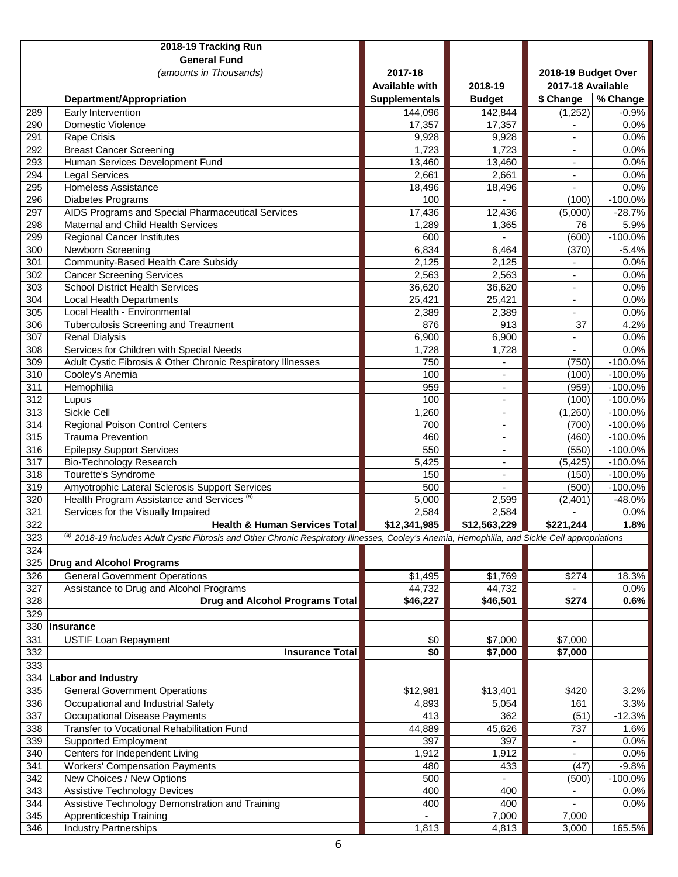| | 2018-19 Tracking Run<br>General Fund<br>*(amounts in Thousands)*<br><br>Department/Appropriation | 2017-18<br>Available with<br>Supplementals | 2018-19<br>Budget | 2018-19 Budget Over<br>2017-18 Available<br>$ Change | <br><br>% Change |
|---|---|---|---|---|---|
| 289 | Early Intervention | 144,096 | 142,844 | (1,252) | -0.9% |
| 290 | Domestic Violence | 17,357 | 17,357 | - | 0.0% |
| 291 | Rape Crisis | 9,928 | 9,928 | - | 0.0% |
| 292 | Breast Cancer Screening | 1,723 | 1,723 | - | 0.0% |
| 293 | Human Services Development Fund | 13,460 | 13,460 | - | 0.0% |
| 294 | Legal Services | 2,661 | 2,661 | - | 0.0% |
| 295 | Homeless Assistance | 18,496 | 18,496 | - | 0.0% |
| 296 | Diabetes Programs | 100 | - | (100) | -100.0% |
| 297 | AIDS Programs and Special Pharmaceutical Services | 17,436 | 12,436 | (5,000) | -28.7% |
| 298 | Maternal and Child Health Services | 1,289 | 1,365 | 76 | 5.9% |
| 299 | Regional Cancer Institutes | 600 | - | (600) | -100.0% |
| 300 | Newborn Screening | 6,834 | 6,464 | (370) | -5.4% |
| 301 | Community-Based Health Care Subsidy | 2,125 | 2,125 | - | 0.0% |
| 302 | Cancer Screening Services | 2,563 | 2,563 | - | 0.0% |
| 303 | School District Health Services | 36,620 | 36,620 | - | 0.0% |
| 304 | Local Health Departments | 25,421 | 25,421 | - | 0.0% |
| 305 | Local Health - Environmental | 2,389 | 2,389 | - | 0.0% |
| 306 | Tuberculosis Screening and Treatment | 876 | 913 | 37 | 4.2% |
| 307 | Renal Dialysis | 6,900 | 6,900 | - | 0.0% |
| 308 | Services for Children with Special Needs | 1,728 | 1,728 | - | 0.0% |
| 309 | Adult Cystic Fibrosis & Other Chronic Respiratory Illnesses | 750 | - | (750) | -100.0% |
| 310 | Cooley's Anemia | 100 | - | (100) | -100.0% |
| 311 | Hemophilia | 959 | - | (959) | -100.0% |
| 312 | Lupus | 100 | - | (100) | -100.0% |
| 313 | Sickle Cell | 1,260 | - | (1,260) | -100.0% |
| 314 | Regional Poison Control Centers | 700 | - | (700) | -100.0% |
| 315 | Trauma Prevention | 460 | - | (460) | -100.0% |
| 316 | Epilepsy Support Services | 550 | - | (550) | -100.0% |
| 317 | Bio-Technology Research | 5,425 | - | (5,425) | -100.0% |
| 318 | Tourette's Syndrome | 150 | - | (150) | -100.0% |
| 319 | Amyotrophic Lateral Sclerosis Support Services | 500 | - | (500) | -100.0% |
| 320 | Health Program Assistance and Services [a] | 5,000 | 2,599 | (2,401) | -48.0% |
| 321 | Services for the Visually Impaired | 2,584 | 2,584 | - | 0.0% |
| 322 | **Health & Human Services Total** | **$12,341,985** | **$12,563,229** | **$221,244** | **1.8%** |
| 323 | [a] *2018-19 includes Adult Cystic Fibrosis and Other Chronic Respiratory Illnesses, Cooley's Anemia, Hemophilia, and Sickle Cell appropriations* | | | | |
| 324 | | | | | |
| 325 | **Drug and Alcohol Programs** | | | | |
| 326 | General Government Operations | $1,495 | $1,769 | $274 | 18.3% |
| 327 | Assistance to Drug and Alcohol Programs | 44,732 | 44,732 | - | 0.0% |
| 328 | **Drug and Alcohol Programs Total** | **$46,227** | **$46,501** | **$274** | **0.6%** |
| 329 | | | | | |
| 330 | **Insurance** | | | | |
| 331 | USTIF Loan Repayment | $0 | $7,000 | $7,000 | |
| 332 | **Insurance Total** | **$0** | **$7,000** | **$7,000** | |
| 333 | | | | | |
| 334 | **Labor and Industry** | | | | |
| 335 | General Government Operations | $12,981 | $13,401 | $420 | 3.2% |
| 336 | Occupational and Industrial Safety | 4,893 | 5,054 | 161 | 3.3% |
| 337 | Occupational Disease Payments | 413 | 362 | (51) | -12.3% |
| 338 | Transfer to Vocational Rehabilitation Fund | 44,889 | 45,626 | 737 | 1.6% |
| 339 | Supported Employment | 397 | 397 | - | 0.0% |
| 340 | Centers for Independent Living | 1,912 | 1,912 | - | 0.0% |
| 341 | Workers' Compensation Payments | 480 | 433 | (47) | -9.8% |
| 342 | New Choices / New Options | 500 | - | (500) | -100.0% |
| 343 | Assistive Technology Devices | 400 | 400 | - | 0.0% |
| 344 | Assistive Technology Demonstration and Training | 400 | 400 | - | 0.0% |
| 345 | Apprenticeship Training | - | 7,000 | 7,000 | |
| 346 | Industry Partnerships | 1,813 | 4,813 | 3,000 | 165.5% |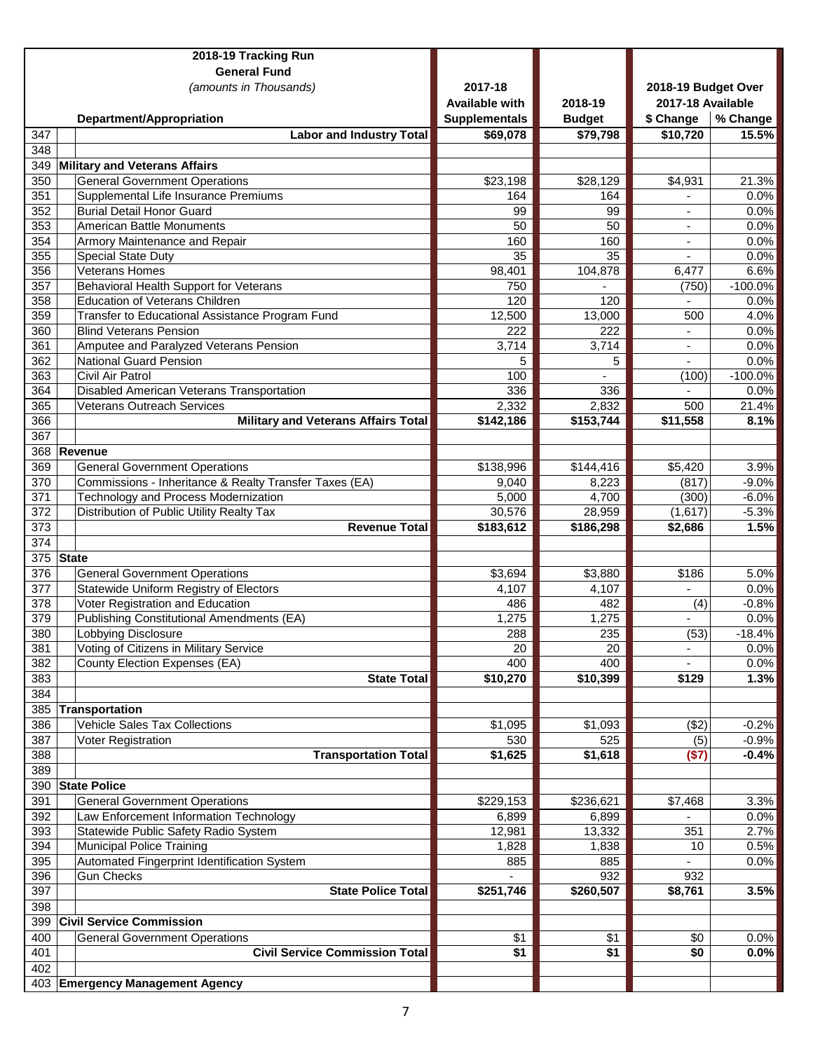| | 2018-19 Tracking Run<br>General Fund<br>*(amounts in Thousands)*<br>Department/Appropriation | 2017-18<br>Available with<br>Supplementals | 2018-19<br>Budget | 2018-19 Budget Over<br>2017-18 Available<br>$ Change | <br><br>% Change |
|---|---|---|---|---|---|
| 347 | **Labor and Industry Total** | **$69,078** | **$79,798** | **$10,720** | **15.5%** |
| 348 | | | | | |
| 349 | **Military and Veterans Affairs** | | | | |
| 350 | General Government Operations | $23,198 | $28,129 | $4,931 | 21.3% |
| 351 | Supplemental Life Insurance Premiums | 164 | 164 | - | 0.0% |
| 352 | Burial Detail Honor Guard | 99 | 99 | - | 0.0% |
| 353 | American Battle Monuments | 50 | 50 | - | 0.0% |
| 354 | Armory Maintenance and Repair | 160 | 160 | - | 0.0% |
| 355 | Special State Duty | 35 | 35 | - | 0.0% |
| 356 | Veterans Homes | 98,401 | 104,878 | 6,477 | 6.6% |
| 357 | Behavioral Health Support for Veterans | 750 | - | (750) | -100.0% |
| 358 | Education of Veterans Children | 120 | 120 | - | 0.0% |
| 359 | Transfer to Educational Assistance Program Fund | 12,500 | 13,000 | 500 | 4.0% |
| 360 | Blind Veterans Pension | 222 | 222 | - | 0.0% |
| 361 | Amputee and Paralyzed Veterans Pension | 3,714 | 3,714 | - | 0.0% |
| 362 | National Guard Pension | 5 | 5 | - | 0.0% |
| 363 | Civil Air Patrol | 100 | - | (100) | -100.0% |
| 364 | Disabled American Veterans Transportation | 336 | 336 | - | 0.0% |
| 365 | Veterans Outreach Services | 2,332 | 2,832 | 500 | 21.4% |
| 366 | **Military and Veterans Affairs Total** | **$142,186** | **$153,744** | **$11,558** | **8.1%** |
| 367 | | | | | |
| 368 | **Revenue** | | | | |
| 369 | General Government Operations | $138,996 | $144,416 | $5,420 | 3.9% |
| 370 | Commissions - Inheritance & Realty Transfer Taxes (EA) | 9,040 | 8,223 | (817) | -9.0% |
| 371 | Technology and Process Modernization | 5,000 | 4,700 | (300) | -6.0% |
| 372 | Distribution of Public Utility Realty Tax | 30,576 | 28,959 | (1,617) | -5.3% |
| 373 | **Revenue Total** | **$183,612** | **$186,298** | **$2,686** | **1.5%** |
| 374 | | | | | |
| 375 | **State** | | | | |
| 376 | General Government Operations | $3,694 | $3,880 | $186 | 5.0% |
| 377 | Statewide Uniform Registry of Electors | 4,107 | 4,107 | - | 0.0% |
| 378 | Voter Registration and Education | 486 | 482 | (4) | -0.8% |
| 379 | Publishing Constitutional Amendments (EA) | 1,275 | 1,275 | - | 0.0% |
| 380 | Lobbying Disclosure | 288 | 235 | (53) | -18.4% |
| 381 | Voting of Citizens in Military Service | 20 | 20 | - | 0.0% |
| 382 | County Election Expenses (EA) | 400 | 400 | - | 0.0% |
| 383 | **State Total** | **$10,270** | **$10,399** | **$129** | **1.3%** |
| 384 | | | | | |
| 385 | **Transportation** | | | | |
| 386 | Vehicle Sales Tax Collections | $1,095 | $1,093 | ($2) | -0.2% |
| 387 | Voter Registration | 530 | 525 | (5) | -0.9% |
| 388 | **Transportation Total** | **$1,625** | **$1,618** | **($7)** | **-0.4%** |
| 389 | | | | | |
| 390 | **State Police** | | | | |
| 391 | General Government Operations | $229,153 | $236,621 | $7,468 | 3.3% |
| 392 | Law Enforcement Information Technology | 6,899 | 6,899 | - | 0.0% |
| 393 | Statewide Public Safety Radio System | 12,981 | 13,332 | 351 | 2.7% |
| 394 | Municipal Police Training | 1,828 | 1,838 | 10 | 0.5% |
| 395 | Automated Fingerprint Identification System | 885 | 885 | - | 0.0% |
| 396 | Gun Checks | - | 932 | 932 | |
| 397 | **State Police Total** | **$251,746** | **$260,507** | **$8,761** | **3.5%** |
| 398 | | | | | |
| 399 | **Civil Service Commission** | | | | |
| 400 | General Government Operations | $1 | $1 | $0 | 0.0% |
| 401 | **Civil Service Commission Total** | **$1** | **$1** | **$0** | **0.0%** |
| 402 | | | | | |
| 403 | **Emergency Management Agency** | | | | |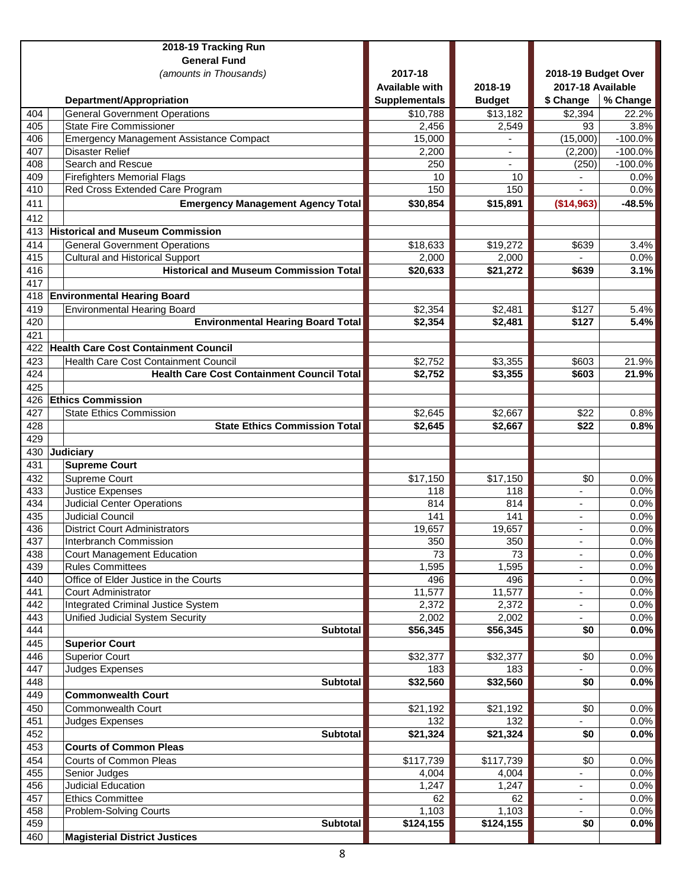| | 2018-19 Tracking Run<br>General Fund<br>*(amounts in Thousands)*<br>Department/Appropriation | 2017-18 Available with Supplementals | 2018-19 Budget | 2018-19 Budget Over 2017-18 Available<br>$ Change | <br>% Change |
|---|---|---|---|---|---|
| 404 | General Government Operations | $10,788 | $13,182 | $2,394 | 22.2% |
| 405 | State Fire Commissioner | 2,456 | 2,549 | 93 | 3.8% |
| 406 | Emergency Management Assistance Compact | 15,000 | - | (15,000) | -100.0% |
| 407 | Disaster Relief | 2,200 | - | (2,200) | -100.0% |
| 408 | Search and Rescue | 250 | - | (250) | -100.0% |
| 409 | Firefighters Memorial Flags | 10 | 10 | - | 0.0% |
| 410 | Red Cross Extended Care Program | 150 | 150 | - | 0.0% |
| 411 | **Emergency Management Agency Total** | **$30,854** | **$15,891** | **($14,963)** | **-48.5%** |
| 412 | | | | | |
| 413 | **Historical and Museum Commission** | | | | |
| 414 | General Government Operations | $18,633 | $19,272 | $639 | 3.4% |
| 415 | Cultural and Historical Support | 2,000 | 2,000 | - | 0.0% |
| 416 | **Historical and Museum Commission Total** | **$20,633** | **$21,272** | **$639** | **3.1%** |
| 417 | | | | | |
| 418 | **Environmental Hearing Board** | | | | |
| 419 | Environmental Hearing Board | $2,354 | $2,481 | $127 | 5.4% |
| 420 | **Environmental Hearing Board Total** | **$2,354** | **$2,481** | **$127** | **5.4%** |
| 421 | | | | | |
| 422 | **Health Care Cost Containment Council** | | | | |
| 423 | Health Care Cost Containment Council | $2,752 | $3,355 | $603 | 21.9% |
| 424 | **Health Care Cost Containment Council Total** | **$2,752** | **$3,355** | **$603** | **21.9%** |
| 425 | | | | | |
| 426 | **Ethics Commission** | | | | |
| 427 | State Ethics Commission | $2,645 | $2,667 | $22 | 0.8% |
| 428 | **State Ethics Commission Total** | **$2,645** | **$2,667** | **$22** | **0.8%** |
| 429 | | | | | |
| 430 | **Judiciary** | | | | |
| 431 | **Supreme Court** | | | | |
| 432 | Supreme Court | $17,150 | $17,150 | $0 | 0.0% |
| 433 | Justice Expenses | 118 | 118 | - | 0.0% |
| 434 | Judicial Center Operations | 814 | 814 | - | 0.0% |
| 435 | Judicial Council | 141 | 141 | - | 0.0% |
| 436 | District Court Administrators | 19,657 | 19,657 | - | 0.0% |
| 437 | Interbranch Commission | 350 | 350 | - | 0.0% |
| 438 | Court Management Education | 73 | 73 | - | 0.0% |
| 439 | Rules Committees | 1,595 | 1,595 | - | 0.0% |
| 440 | Office of Elder Justice in the Courts | 496 | 496 | - | 0.0% |
| 441 | Court Administrator | 11,577 | 11,577 | - | 0.0% |
| 442 | Integrated Criminal Justice System | 2,372 | 2,372 | - | 0.0% |
| 443 | Unified Judicial System Security | 2,002 | 2,002 | - | 0.0% |
| 444 | **Subtotal** | **$56,345** | **$56,345** | **$0** | **0.0%** |
| 445 | **Superior Court** | | | | |
| 446 | Superior Court | $32,377 | $32,377 | $0 | 0.0% |
| 447 | Judges Expenses | 183 | 183 | - | 0.0% |
| 448 | **Subtotal** | **$32,560** | **$32,560** | **$0** | **0.0%** |
| 449 | **Commonwealth Court** | | | | |
| 450 | Commonwealth Court | $21,192 | $21,192 | $0 | 0.0% |
| 451 | Judges Expenses | 132 | 132 | - | 0.0% |
| 452 | **Subtotal** | **$21,324** | **$21,324** | **$0** | **0.0%** |
| 453 | **Courts of Common Pleas** | | | | |
| 454 | Courts of Common Pleas | $117,739 | $117,739 | $0 | 0.0% |
| 455 | Senior Judges | 4,004 | 4,004 | - | 0.0% |
| 456 | Judicial Education | 1,247 | 1,247 | - | 0.0% |
| 457 | Ethics Committee | 62 | 62 | - | 0.0% |
| 458 | Problem-Solving Courts | 1,103 | 1,103 | - | 0.0% |
| 459 | **Subtotal** | **$124,155** | **$124,155** | **$0** | **0.0%** |
| 460 | **Magisterial District Justices** | | | | |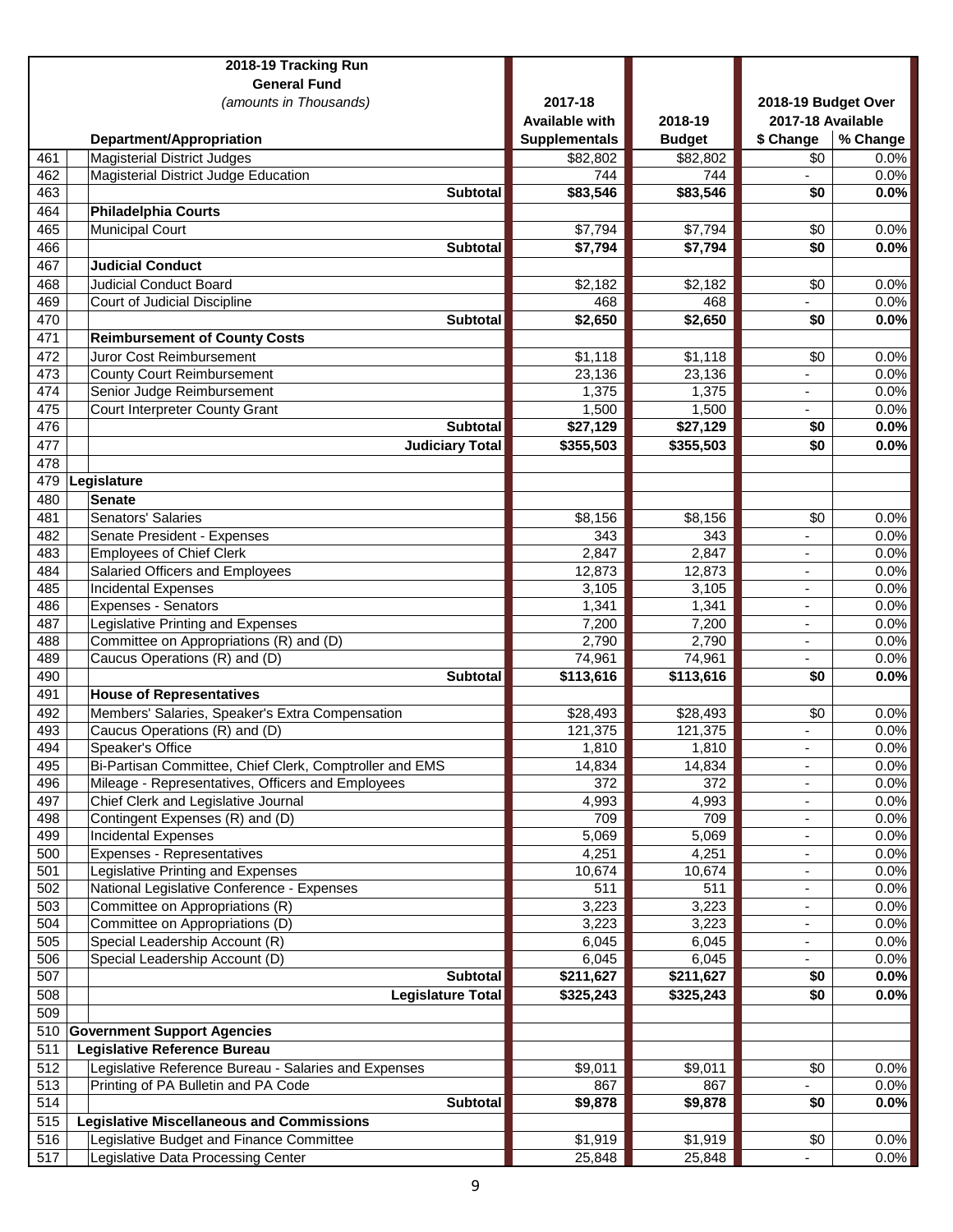| | 2018-19 Tracking Run<br>General Fund<br>*(amounts in Thousands)*<br>Department/Appropriation | 2017-18<br>Available with<br>Supplementals | 2018-19<br>Budget | 2018-19 Budget Over<br>2017-18 Available<br>$ Change | <br><br>% Change |
|---|---|---|---|---|---|
| 461 | Magisterial District Judges | $82,802 | $82,802 | $0 | 0.0% |
| 462 | Magisterial District Judge Education | 744 | 744 | - | 0.0% |
| 463 | **Subtotal** | **$83,546** | **$83,546** | **$0** | **0.0%** |
| 464 | **Philadelphia Courts** | | | | |
| 465 | Municipal Court | $7,794 | $7,794 | $0 | 0.0% |
| 466 | **Subtotal** | **$7,794** | **$7,794** | **$0** | **0.0%** |
| 467 | **Judicial Conduct** | | | | |
| 468 | Judicial Conduct Board | $2,182 | $2,182 | $0 | 0.0% |
| 469 | Court of Judicial Discipline | 468 | 468 | - | 0.0% |
| 470 | **Subtotal** | **$2,650** | **$2,650** | **$0** | **0.0%** |
| 471 | **Reimbursement of County Costs** | | | | |
| 472 | Juror Cost Reimbursement | $1,118 | $1,118 | $0 | 0.0% |
| 473 | County Court Reimbursement | 23,136 | 23,136 | - | 0.0% |
| 474 | Senior Judge Reimbursement | 1,375 | 1,375 | - | 0.0% |
| 475 | Court Interpreter County Grant | 1,500 | 1,500 | - | 0.0% |
| 476 | **Subtotal** | **$27,129** | **$27,129** | **$0** | **0.0%** |
| 477 | **Judiciary Total** | **$355,503** | **$355,503** | **$0** | **0.0%** |
| 478 | | | | | |
| 479 | **Legislature** | | | | |
| 480 | **Senate** | | | | |
| 481 | Senators' Salaries | $8,156 | $8,156 | $0 | 0.0% |
| 482 | Senate President - Expenses | 343 | 343 | - | 0.0% |
| 483 | Employees of Chief Clerk | 2,847 | 2,847 | - | 0.0% |
| 484 | Salaried Officers and Employees | 12,873 | 12,873 | - | 0.0% |
| 485 | Incidental Expenses | 3,105 | 3,105 | - | 0.0% |
| 486 | Expenses - Senators | 1,341 | 1,341 | - | 0.0% |
| 487 | Legislative Printing and Expenses | 7,200 | 7,200 | - | 0.0% |
| 488 | Committee on Appropriations (R) and (D) | 2,790 | 2,790 | - | 0.0% |
| 489 | Caucus Operations (R) and (D) | 74,961 | 74,961 | - | 0.0% |
| 490 | **Subtotal** | **$113,616** | **$113,616** | **$0** | **0.0%** |
| 491 | **House of Representatives** | | | | |
| 492 | Members' Salaries, Speaker's Extra Compensation | $28,493 | $28,493 | $0 | 0.0% |
| 493 | Caucus Operations (R) and (D) | 121,375 | 121,375 | - | 0.0% |
| 494 | Speaker's Office | 1,810 | 1,810 | - | 0.0% |
| 495 | Bi-Partisan Committee, Chief Clerk, Comptroller and EMS | 14,834 | 14,834 | - | 0.0% |
| 496 | Mileage - Representatives, Officers and Employees | 372 | 372 | - | 0.0% |
| 497 | Chief Clerk and Legislative Journal | 4,993 | 4,993 | - | 0.0% |
| 498 | Contingent Expenses (R) and (D) | 709 | 709 | - | 0.0% |
| 499 | Incidental Expenses | 5,069 | 5,069 | - | 0.0% |
| 500 | Expenses - Representatives | 4,251 | 4,251 | - | 0.0% |
| 501 | Legislative Printing and Expenses | 10,674 | 10,674 | - | 0.0% |
| 502 | National Legislative Conference - Expenses | 511 | 511 | - | 0.0% |
| 503 | Committee on Appropriations (R) | 3,223 | 3,223 | - | 0.0% |
| 504 | Committee on Appropriations (D) | 3,223 | 3,223 | - | 0.0% |
| 505 | Special Leadership Account (R) | 6,045 | 6,045 | - | 0.0% |
| 506 | Special Leadership Account (D) | 6,045 | 6,045 | - | 0.0% |
| 507 | **Subtotal** | **$211,627** | **$211,627** | **$0** | **0.0%** |
| 508 | **Legislature Total** | **$325,243** | **$325,243** | **$0** | **0.0%** |
| 509 | | | | | |
| 510 | **Government Support Agencies** | | | | |
| 511 | **Legislative Reference Bureau** | | | | |
| 512 | Legislative Reference Bureau - Salaries and Expenses | $9,011 | $9,011 | $0 | 0.0% |
| 513 | Printing of PA Bulletin and PA Code | 867 | 867 | - | 0.0% |
| 514 | **Subtotal** | **$9,878** | **$9,878** | **$0** | **0.0%** |
| 515 | **Legislative Miscellaneous and Commissions** | | | | |
| 516 | Legislative Budget and Finance Committee | $1,919 | $1,919 | $0 | 0.0% |
| 517 | Legislative Data Processing Center | 25,848 | 25,848 | - | 0.0% |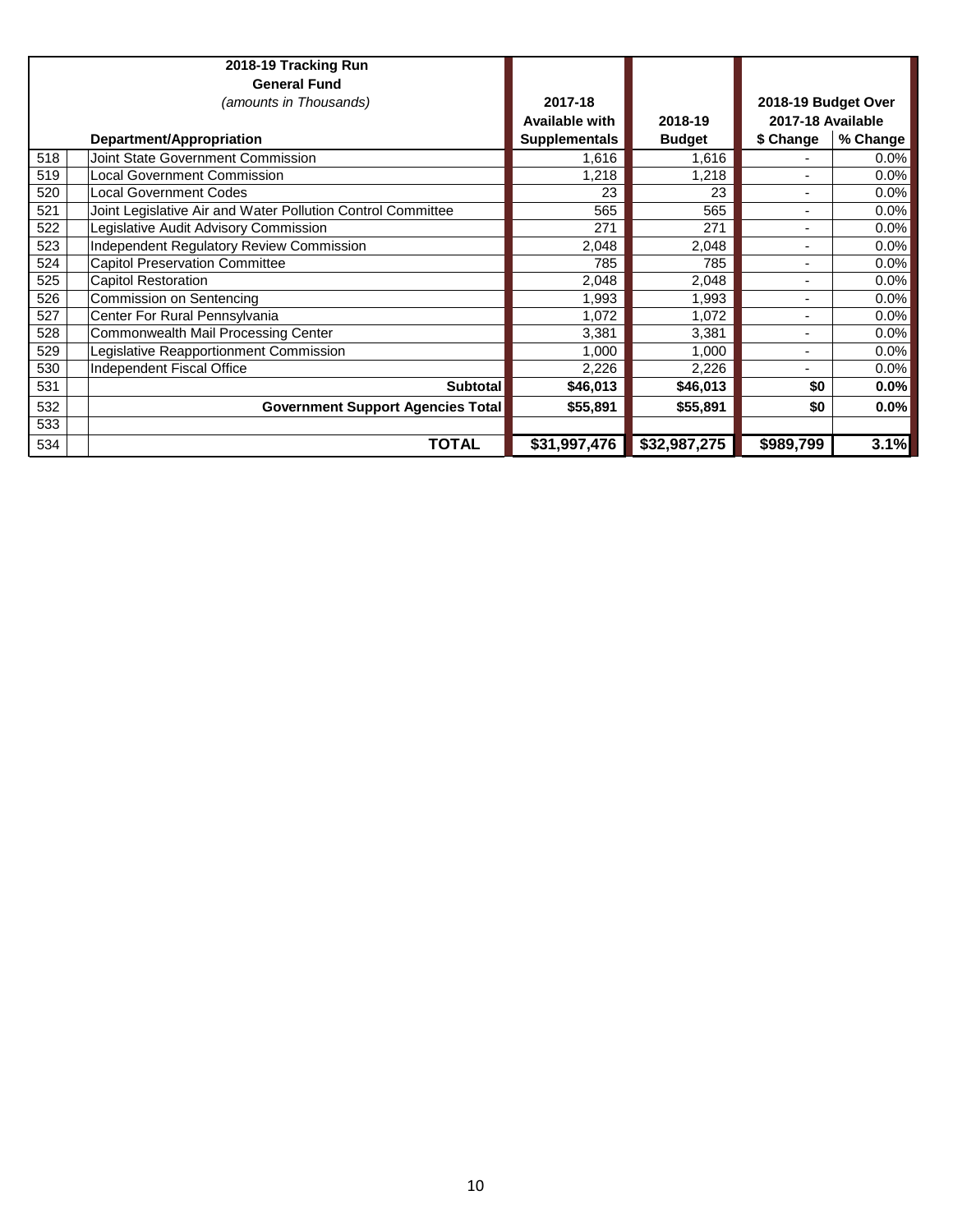| | | 2018-19 Tracking Run<br>General Fund<br>*(amounts in Thousands)*<br><br>**Department/Appropriation** | **2017-18 Available with Supplementals** | **2018-19 Budget** | **2018-19 Budget Over 2017-18 Available** | |
|---|---|---|---|---|---|---|
| | | | | | **$ Change** | **% Change** |
| 518 | | Joint State Government Commission | 1,616 | 1,616 | - | 0.0% |
| 519 | | Local Government Commission | 1,218 | 1,218 | - | 0.0% |
| 520 | | Local Government Codes | 23 | 23 | - | 0.0% |
| 521 | | Joint Legislative Air and Water Pollution Control Committee | 565 | 565 | - | 0.0% |
| 522 | | Legislative Audit Advisory Commission | 271 | 271 | - | 0.0% |
| 523 | | Independent Regulatory Review Commission | 2,048 | 2,048 | - | 0.0% |
| 524 | | Capitol Preservation Committee | 785 | 785 | - | 0.0% |
| 525 | | Capitol Restoration | 2,048 | 2,048 | - | 0.0% |
| 526 | | Commission on Sentencing | 1,993 | 1,993 | - | 0.0% |
| 527 | | Center For Rural Pennsylvania | 1,072 | 1,072 | - | 0.0% |
| 528 | | Commonwealth Mail Processing Center | 3,381 | 3,381 | - | 0.0% |
| 529 | | Legislative Reapportionment Commission | 1,000 | 1,000 | - | 0.0% |
| 530 | | Independent Fiscal Office | 2,226 | 2,226 | - | 0.0% |
| 531 | | **Subtotal** | **$46,013** | **$46,013** | **$0** | **0.0%** |
| 532 | | **Government Support Agencies Total** | **$55,891** | **$55,891** | **$0** | **0.0%** |
| 533 | | | | | | |
| 534 | | **TOTAL** | **$31,997,476** | **$32,987,275** | **$989,799** | **3.1%** |